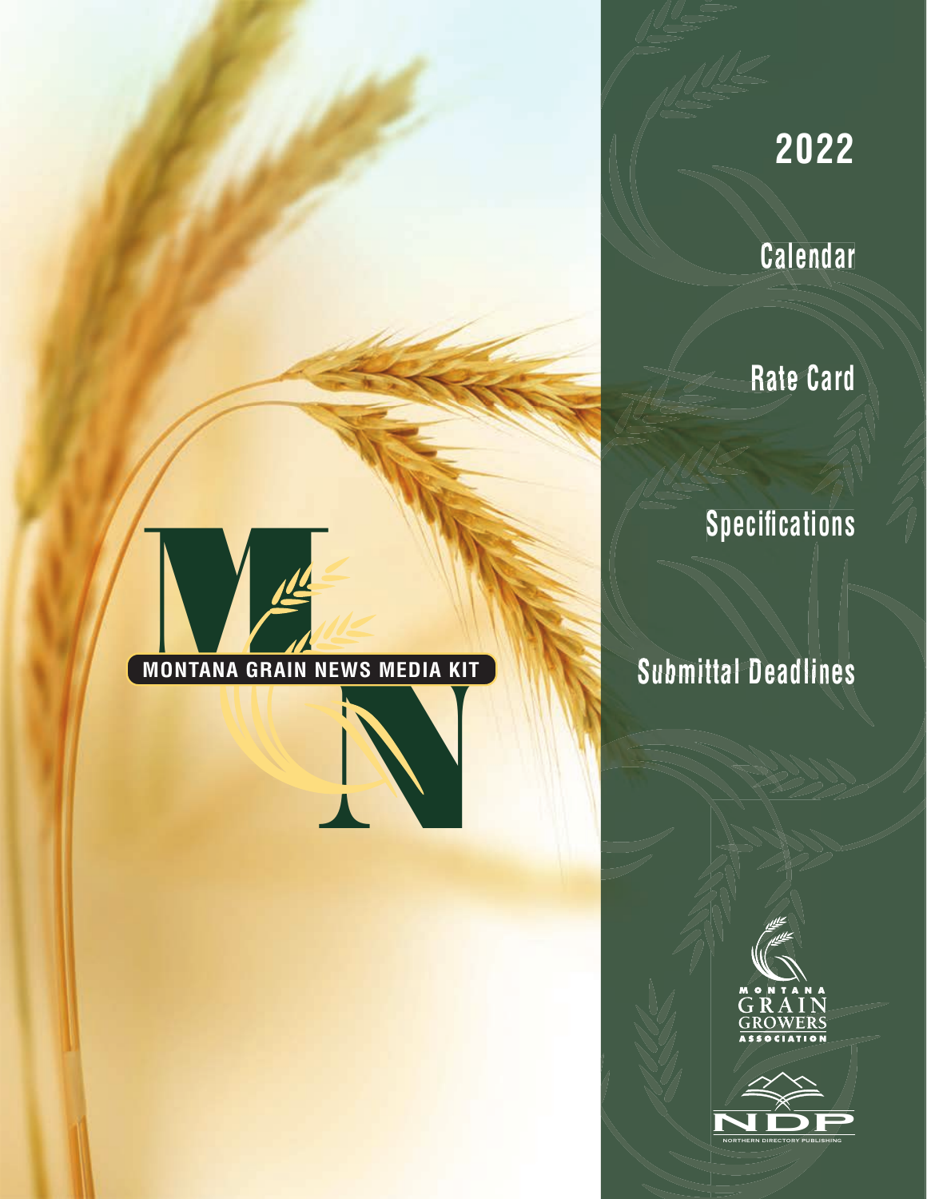MONTANA GRAIN NEWS MEDIA KIT

# 2022

## Calendar

## Rate Card

## Specifications

## Submittal Deadlines

MONTANA GRAIN GROWERS ASSOCIATION

NDP NORTHERN DIRECTORY PUBLISHING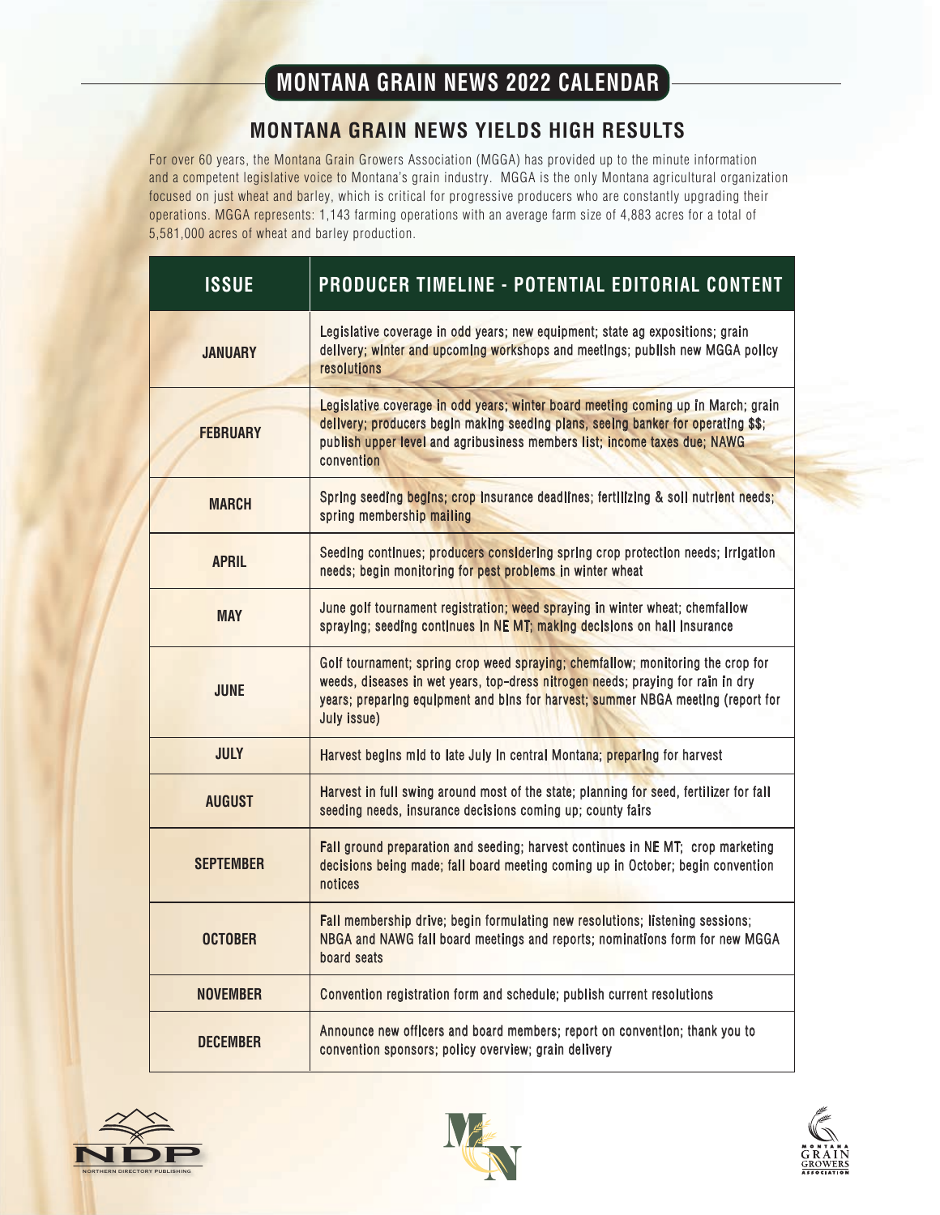# MONTANA GRAIN NEWS 2022 CALENDAR

## MONTANA GRAIN NEWS YIELDS HIGH RESULTS

For over 60 years, the Montana Grain Growers Association (MGGA) has provided up to the minute information and a competent legislative voice to Montana's grain industry. MGGA is the only Montana agricultural organization focused on just wheat and barley, which is critical for progressive producers who are constantly upgrading their operations. MGGA represents: 1,143 farming operations with an average farm size of 4,883 acres for a total of 5,581,000 acres of wheat and barley production.

| ISSUE | PRODUCER TIMELINE - POTENTIAL EDITORIAL CONTENT |
|---|---|
| **JANUARY** | Legislative coverage in odd years; new equipment; state ag expositions; grain delivery; winter and upcoming workshops and meetings; publish new MGGA policy resolutions |
| **FEBRUARY** | Legislative coverage in odd years; winter board meeting coming up in March; grain delivery; producers begin making seeding plans, seeing banker for operating $$; publish upper level and agribusiness members list; income taxes due; NAWG convention |
| **MARCH** | Spring seeding begins; crop insurance deadlines; fertilizing & soil nutrient needs; spring membership mailing |
| **APRIL** | Seeding continues; producers considering spring crop protection needs; irrigation needs; begin monitoring for pest problems in winter wheat |
| **MAY** | June golf tournament registration; weed spraying in winter wheat; chemfallow spraying; seeding continues in NE MT; making decisions on hail insurance |
| **JUNE** | Golf tournament; spring crop weed spraying; chemfallow; monitoring the crop for weeds, diseases in wet years, top-dress nitrogen needs; praying for rain in dry years; preparing equipment and bins for harvest; summer NBGA meeting (report for July issue) |
| **JULY** | Harvest begins mid to late July in central Montana; preparing for harvest |
| **AUGUST** | Harvest in full swing around most of the state; planning for seed, fertilizer for fall seeding needs, insurance decisions coming up; county fairs |
| **SEPTEMBER** | Fall ground preparation and seeding; harvest continues in NE MT; crop marketing decisions being made; fall board meeting coming up in October; begin convention notices |
| **OCTOBER** | Fall membership drive; begin formulating new resolutions; listening sessions; NBGA and NAWG fall board meetings and reports; nominations form for new MGGA board seats |
| **NOVEMBER** | Convention registration form and schedule; publish current resolutions |
| **DECEMBER** | Announce new officers and board members; report on convention; thank you to convention sponsors; policy overview; grain delivery |

NDP NORTHERN DIRECTORY PUBLISHING

MONTANA GRAIN GROWERS ASSOCIATION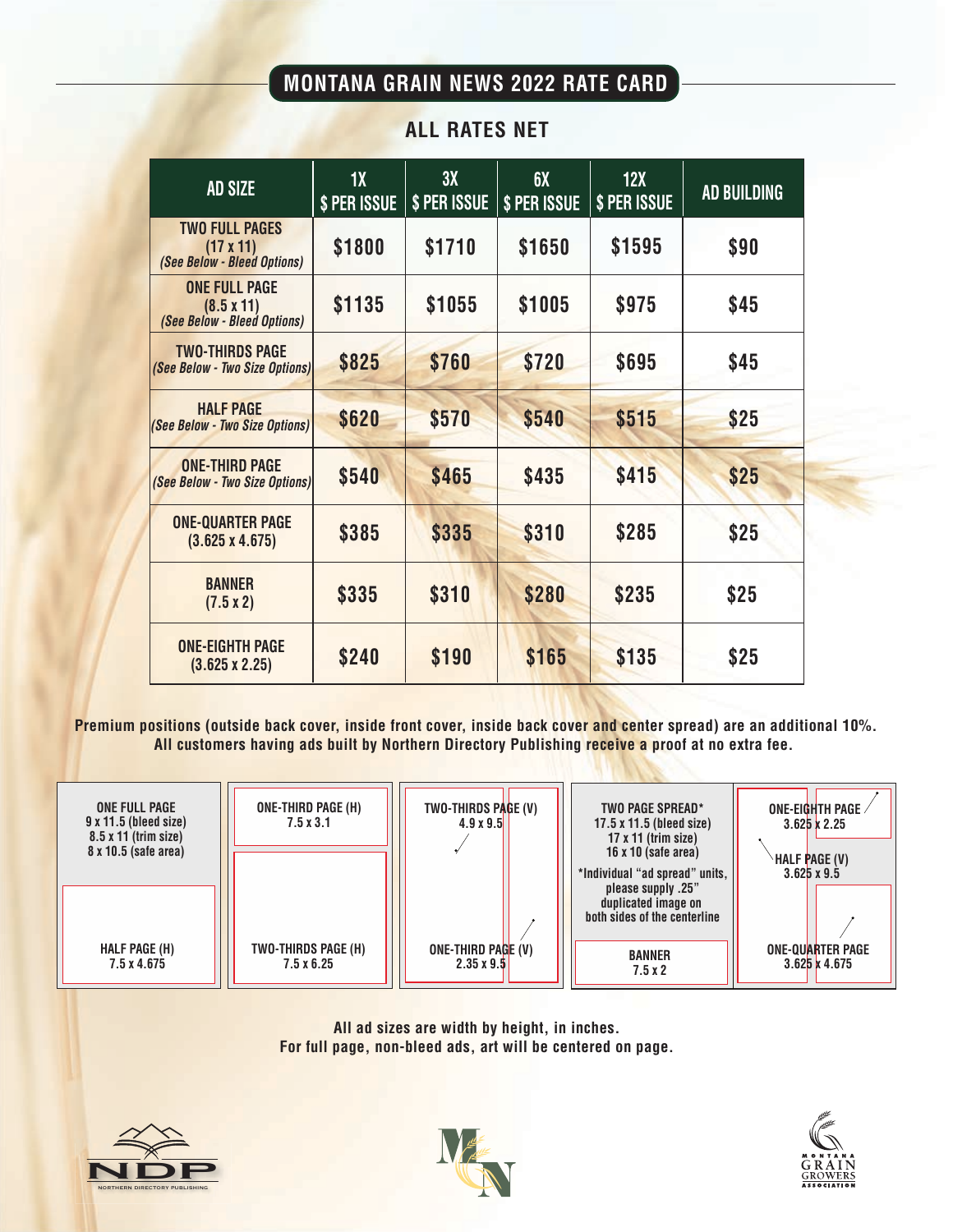# MONTANA GRAIN NEWS 2022 RATE CARD

## ALL RATES NET

| AD SIZE | 1X $ PER ISSUE | 3X $ PER ISSUE | 6X $ PER ISSUE | 12X $ PER ISSUE | AD BUILDING |
|---|---|---|---|---|---|
| TWO FULL PAGES (17 x 11) *(See Below - Bleed Options)* | $1800 | $1710 | $1650 | $1595 | $90 |
| ONE FULL PAGE (8.5 x 11) *(See Below - Bleed Options)* | $1135 | $1055 | $1005 | $975 | $45 |
| TWO-THIRDS PAGE *(See Below - Two Size Options)* | $825 | $760 | $720 | $695 | $45 |
| HALF PAGE *(See Below - Two Size Options)* | $620 | $570 | $540 | $515 | $25 |
| ONE-THIRD PAGE *(See Below - Two Size Options)* | $540 | $465 | $435 | $415 | $25 |
| ONE-QUARTER PAGE (3.625 x 4.675) | $385 | $335 | $310 | $285 | $25 |
| BANNER (7.5 x 2) | $335 | $310 | $280 | $235 | $25 |
| ONE-EIGHTH PAGE (3.625 x 2.25) | $240 | $190 | $165 | $135 | $25 |

**Premium positions (outside back cover, inside front cover, inside back cover and center spread) are an additional 10%.**
**All customers having ads built by Northern Directory Publishing receive a proof at no extra fee.**

ONE FULL PAGE
9 x 11.5 (bleed size)
8.5 x 11 (trim size)
8 x 10.5 (safe area)

HALF PAGE (H)
7.5 x 4.675

ONE-THIRD PAGE (H)
7.5 x 3.1

TWO-THIRDS PAGE (H)
7.5 x 6.25

TWO-THIRDS PAGE (V)
4.9 x 9.5

ONE-THIRD PAGE (V)
2.35 x 9.5

TWO PAGE SPREAD*
17.5 x 11.5 (bleed size)
17 x 11 (trim size)
16 x 10 (safe area)

*Individual "ad spread" units, please supply .25" duplicated image on both sides of the centerline

BANNER
7.5 x 2

ONE-EIGHTH PAGE
3.625 x 2.25

HALF PAGE (V)
3.625 x 9.5

ONE-QUARTER PAGE
3.625 x 4.675

**All ad sizes are width by height, in inches.**
**For full page, non-bleed ads, art will be centered on page.**

NDP
NORTHERN DIRECTORY PUBLISHING

MONTANA GRAIN GROWERS ASSOCIATION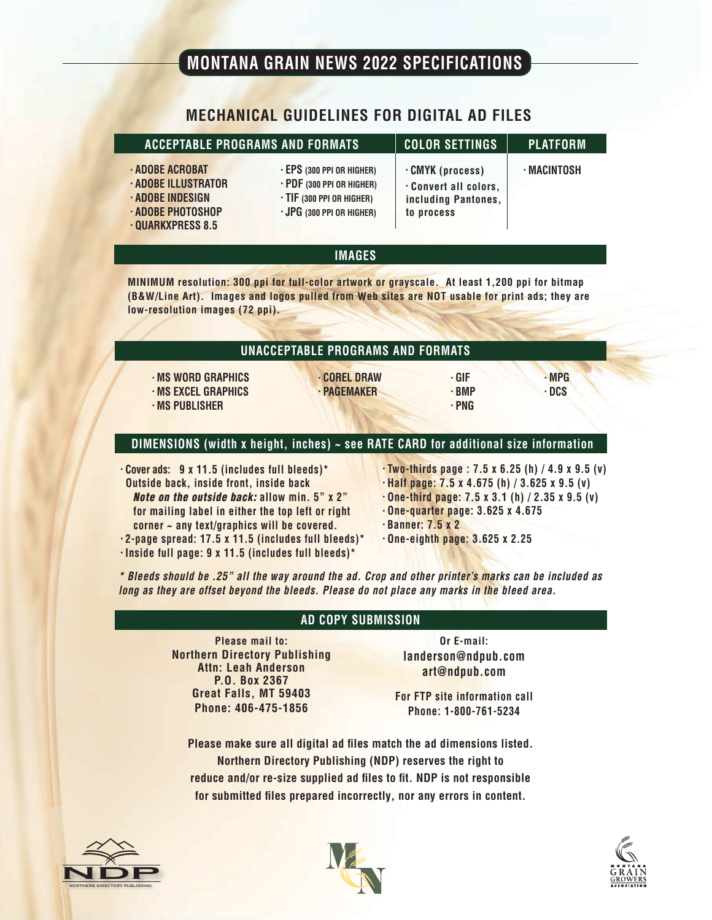# MONTANA GRAIN NEWS 2022 SPECIFICATIONS

## MECHANICAL GUIDELINES FOR DIGITAL AD FILES

| ACCEPTABLE PROGRAMS AND FORMATS | | COLOR SETTINGS | PLATFORM |
|---|---|---|---|
| · ADOBE ACROBAT<br>· ADOBE ILLUSTRATOR<br>· ADOBE INDESIGN<br>· ADOBE PHOTOSHOP<br>· QUARKXPRESS 8.5 | · EPS (300 PPI OR HIGHER)<br>· PDF (300 PPI OR HIGHER)<br>· TIF (300 PPI OR HIGHER)<br>· JPG (300 PPI OR HIGHER) | · CMYK (process)<br>· Convert all colors, including Pantones, to process | · MACINTOSH |

### IMAGES

MINIMUM resolution: 300 ppi for full-color artwork or grayscale. At least 1,200 ppi for bitmap (B&W/Line Art). Images and logos pulled from Web sites are NOT usable for print ads; they are low-resolution images (72 ppi).

### UNACCEPTABLE PROGRAMS AND FORMATS

- MS WORD GRAPHICS
- MS EXCEL GRAPHICS
- MS PUBLISHER
- COREL DRAW
- PAGEMAKER
- GIF
- BMP
- PNG
- MPG
- DCS

### DIMENSIONS (width x height, inches) ~ see RATE CARD for additional size information

- Cover ads: 9 x 11.5 (includes full bleeds)*
  Outside back, inside front, inside back
  ***Note on the outside back:*** allow min. 5" x 2" for mailing label in either the top left or right corner ~ any text/graphics will be covered.
- 2-page spread: 17.5 x 11.5 (includes full bleeds)*
- Inside full page: 9 x 11.5 (includes full bleeds)*
- Two-thirds page : 7.5 x 6.25 (h) / 4.9 x 9.5 (v)
- Half page: 7.5 x 4.675 (h) / 3.625 x 9.5 (v)
- One-third page: 7.5 x 3.1 (h) / 2.35 x 9.5 (v)
- One-quarter page: 3.625 x 4.675
- Banner: 7.5 x 2
- One-eighth page: 3.625 x 2.25

*\* Bleeds should be .25" all the way around the ad. Crop and other printer's marks can be included as long as they are offset beyond the bleeds. Please do not place any marks in the bleed area.*

### AD COPY SUBMISSION

**Please mail to:**
**Northern Directory Publishing**
**Attn: Leah Anderson**
**P.O. Box 2367**
**Great Falls, MT 59403**
**Phone: 406-475-1856**

**Or E-mail:**
**landerson@ndpub.com**
**art@ndpub.com**

**For FTP site information call**
**Phone: 1-800-761-5234**

**Please make sure all digital ad files match the ad dimensions listed. Northern Directory Publishing (NDP) reserves the right to reduce and/or re-size supplied ad files to fit. NDP is not responsible for submitted files prepared incorrectly, nor any errors in content.**

NDP NORTHERN DIRECTORY PUBLISHING

MONTANA GRAIN GROWERS ASSOCIATION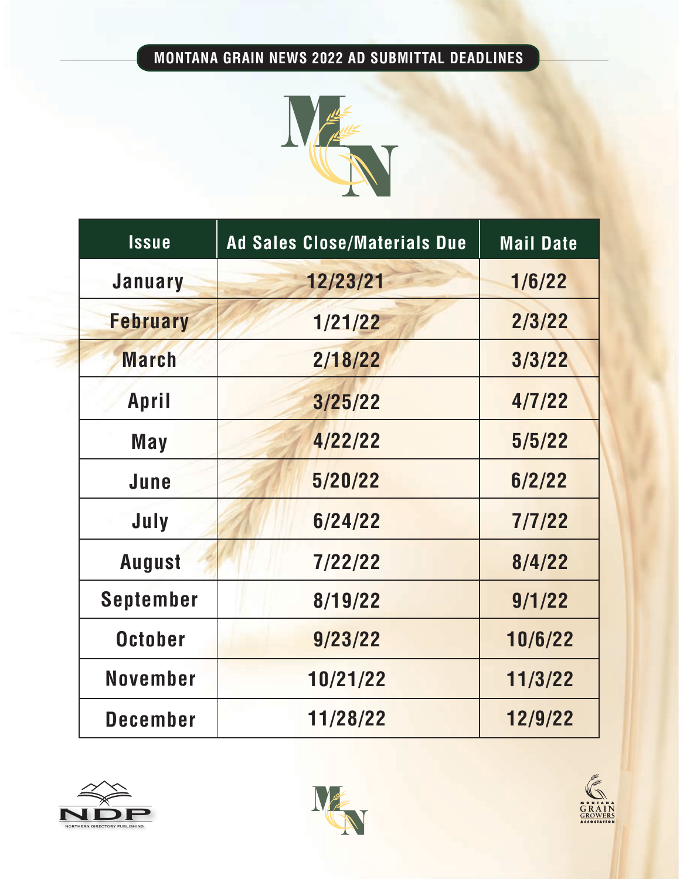# MONTANA GRAIN NEWS 2022 AD SUBMITTAL DEADLINES

| Issue | Ad Sales Close/Materials Due | Mail Date |
|---|---|---|
| January | 12/23/21 | 1/6/22 |
| February | 1/21/22 | 2/3/22 |
| March | 2/18/22 | 3/3/22 |
| April | 3/25/22 | 4/7/22 |
| May | 4/22/22 | 5/5/22 |
| June | 5/20/22 | 6/2/22 |
| July | 6/24/22 | 7/7/22 |
| August | 7/22/22 | 8/4/22 |
| September | 8/19/22 | 9/1/22 |
| October | 9/23/22 | 10/6/22 |
| November | 10/21/22 | 11/3/22 |
| December | 11/28/22 | 12/9/22 |

NDP
NORTHERN DIRECTORY PUBLISHING

MONTANA GRAIN GROWERS ASSOCIATION